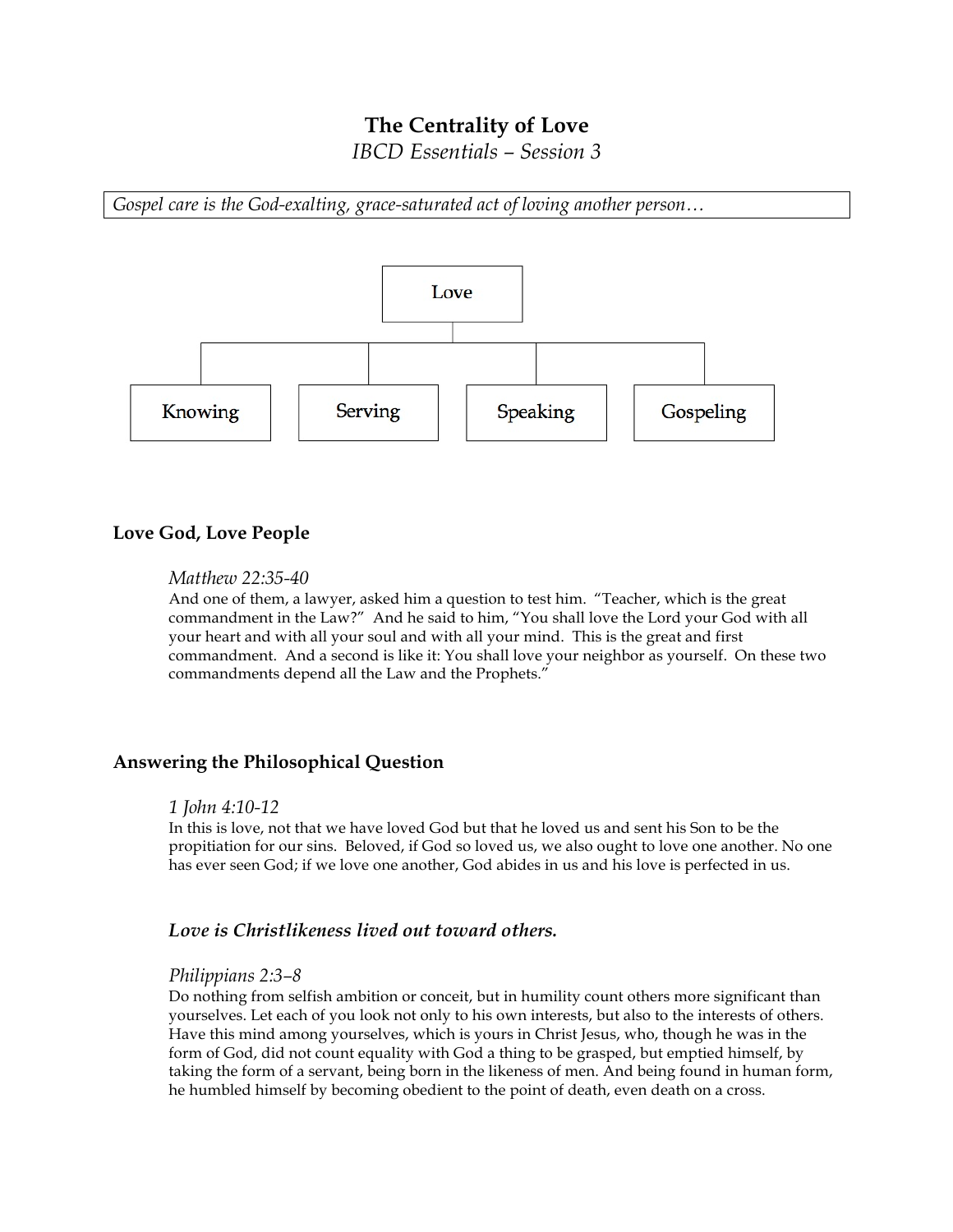# The Centrality of Love

*IBCD Essentials – Session 3*

*Gospel care is the God-exalting, grace-saturated act of loving another person…*

Love

- Knowing
- Serving
- Speaking
- Gospeling

## Love God, Love People

*Matthew 22:35-40*

And one of them, a lawyer, asked him a question to test him. "Teacher, which is the great commandment in the Law?" And he said to him, "You shall love the Lord your God with all your heart and with all your soul and with all your mind. This is the great and first commandment. And a second is like it: You shall love your neighbor as yourself. On these two commandments depend all the Law and the Prophets."

## Answering the Philosophical Question

*1 John 4:10-12*

In this is love, not that we have loved God but that he loved us and sent his Son to be the propitiation for our sins. Beloved, if God so loved us, we also ought to love one another. No one has ever seen God; if we love one another, God abides in us and his love is perfected in us.

### ***Love is Christlikeness lived out toward others.***

*Philippians 2:3–8*

Do nothing from selfish ambition or conceit, but in humility count others more significant than yourselves. Let each of you look not only to his own interests, but also to the interests of others. Have this mind among yourselves, which is yours in Christ Jesus, who, though he was in the form of God, did not count equality with God a thing to be grasped, but emptied himself, by taking the form of a servant, being born in the likeness of men. And being found in human form, he humbled himself by becoming obedient to the point of death, even death on a cross.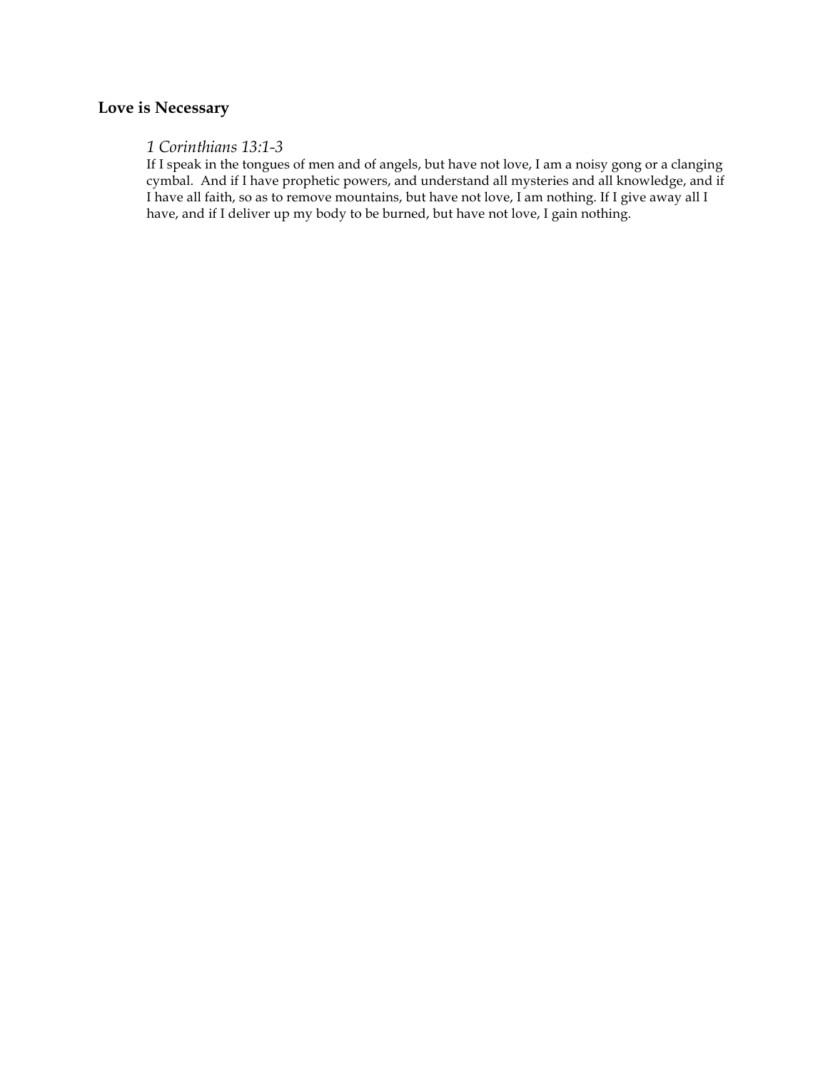## Love is Necessary

*1 Corinthians 13:1-3*

If I speak in the tongues of men and of angels, but have not love, I am a noisy gong or a clanging cymbal. And if I have prophetic powers, and understand all mysteries and all knowledge, and if I have all faith, so as to remove mountains, but have not love, I am nothing. If I give away all I have, and if I deliver up my body to be burned, but have not love, I gain nothing.